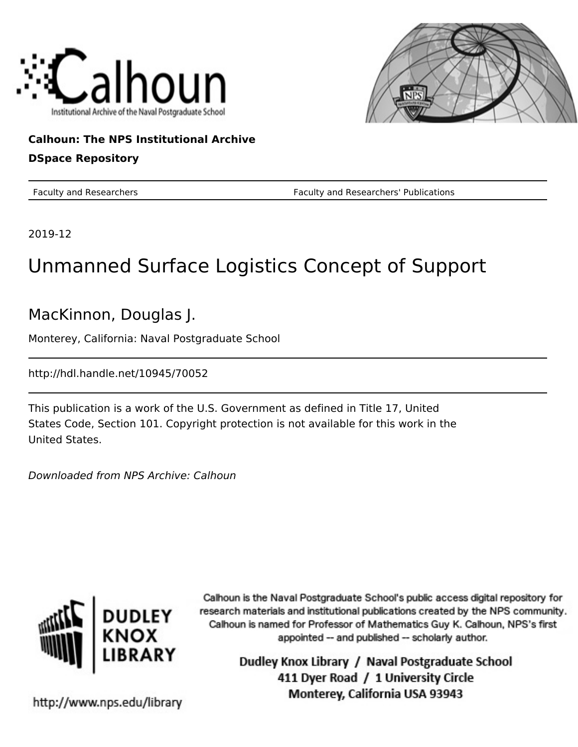**Calhoun: The NPS Institutional Archive**

**DSpace Repository**

| Faculty and Researchers | Faculty and Researchers' Publications |
| --- | --- |

2019-12

# Unmanned Surface Logistics Concept of Support

## MacKinnon, Douglas J.

Monterey, California: Naval Postgraduate School

http://hdl.handle.net/10945/70052

This publication is a work of the U.S. Government as defined in Title 17, United States Code, Section 101. Copyright protection is not available for this work in the United States.

*Downloaded from NPS Archive: Calhoun*

Calhoun is the Naval Postgraduate School's public access digital repository for research materials and institutional publications created by the NPS community. Calhoun is named for Professor of Mathematics Guy K. Calhoun, NPS's first appointed -- and published -- scholarly author.

**Dudley Knox Library / Naval Postgraduate School**
**411 Dyer Road / 1 University Circle**
**Monterey, California USA 93943**

http://www.nps.edu/library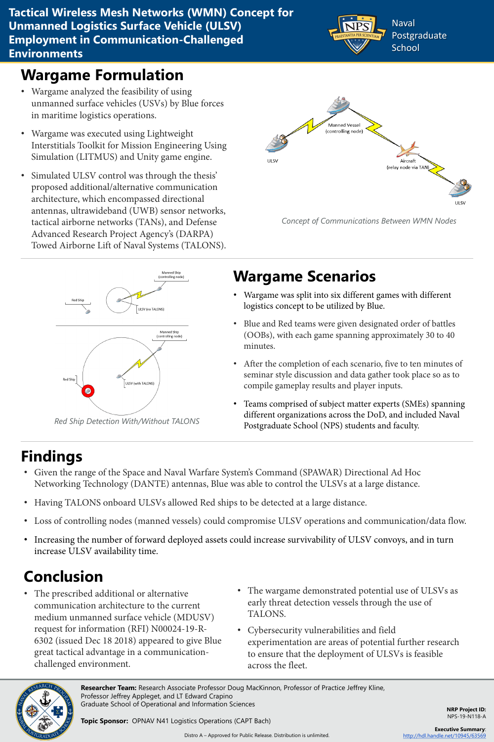# Tactical Wireless Mesh Networks (WMN) Concept for Unmanned Logistics Surface Vehicle (ULSV) Employment in Communication-Challenged Environments

Naval Postgraduate School

## Wargame Formulation

- Wargame analyzed the feasibility of using unmanned surface vehicles (USVs) by Blue forces in maritime logistics operations.
- Wargame was executed using Lightweight Interstitials Toolkit for Mission Engineering Using Simulation (LITMUS) and Unity game engine.
- Simulated ULSV control was through the thesis' proposed additional/alternative communication architecture, which encompassed directional antennas, ultrawideband (UWB) sensor networks, tactical airborne networks (TANs), and Defense Advanced Research Project Agency's (DARPA) Towed Airborne Lift of Naval Systems (TALONS).

ULSV
Manned Vessel (controlling node)
Aircraft (relay node via TAN)
ULSV

*Concept of Communications Between WMN Nodes*

Manned Ship (controlling node)
Red Ship
ULSV (no TALONS)
Manned Ship (controlling node)
Red Ship
ULSV (with TALONS)

*Red Ship Detection With/Without TALONS*

## Wargame Scenarios

- Wargame was split into six different games with different logistics concept to be utilized by Blue.
- Blue and Red teams were given designated order of battles (OOBs), with each game spanning approximately 30 to 40 minutes.
- After the completion of each scenario, five to ten minutes of seminar style discussion and data gather took place so as to compile gameplay results and player inputs.
- Teams comprised of subject matter experts (SMEs) spanning different organizations across the DoD, and included Naval Postgraduate School (NPS) students and faculty.

## Findings

- Given the range of the Space and Naval Warfare System's Command (SPAWAR) Directional Ad Hoc Networking Technology (DANTE) antennas, Blue was able to control the ULSVs at a large distance.
- Having TALONS onboard ULSVs allowed Red ships to be detected at a large distance.
- Loss of controlling nodes (manned vessels) could compromise ULSV operations and communication/data flow.
- Increasing the number of forward deployed assets could increase survivability of ULSV convoys, and in turn increase ULSV availability time.

## Conclusion

- The prescribed additional or alternative communication architecture to the current medium unmanned surface vehicle (MDUSV) request for information (RFI) N00024-19-R-6302 (issued Dec 18 2018) appeared to give Blue great tactical advantage in a communication-challenged environment.
- The wargame demonstrated potential use of ULSVs as early threat detection vessels through the use of TALONS.
- Cybersecurity vulnerabilities and field experimentation are areas of potential further research to ensure that the deployment of ULSVs is feasible across the fleet.

**Researcher Team:** Research Associate Professor Doug MacKinnon, Professor of Practice Jeffrey Kline, Professor Jeffrey Appleget, and LT Edward Crapino
Graduate School of Operational and Information Sciences

**Topic Sponsor:** OPNAV N41 Logistics Operations (CAPT Bach)

**NRP Project ID:** NPS-19-N118-A

**Executive Summary**: http://hdl.handle.net/10945/63569

Distro A – Approved for Public Release. Distribution is unlimited.